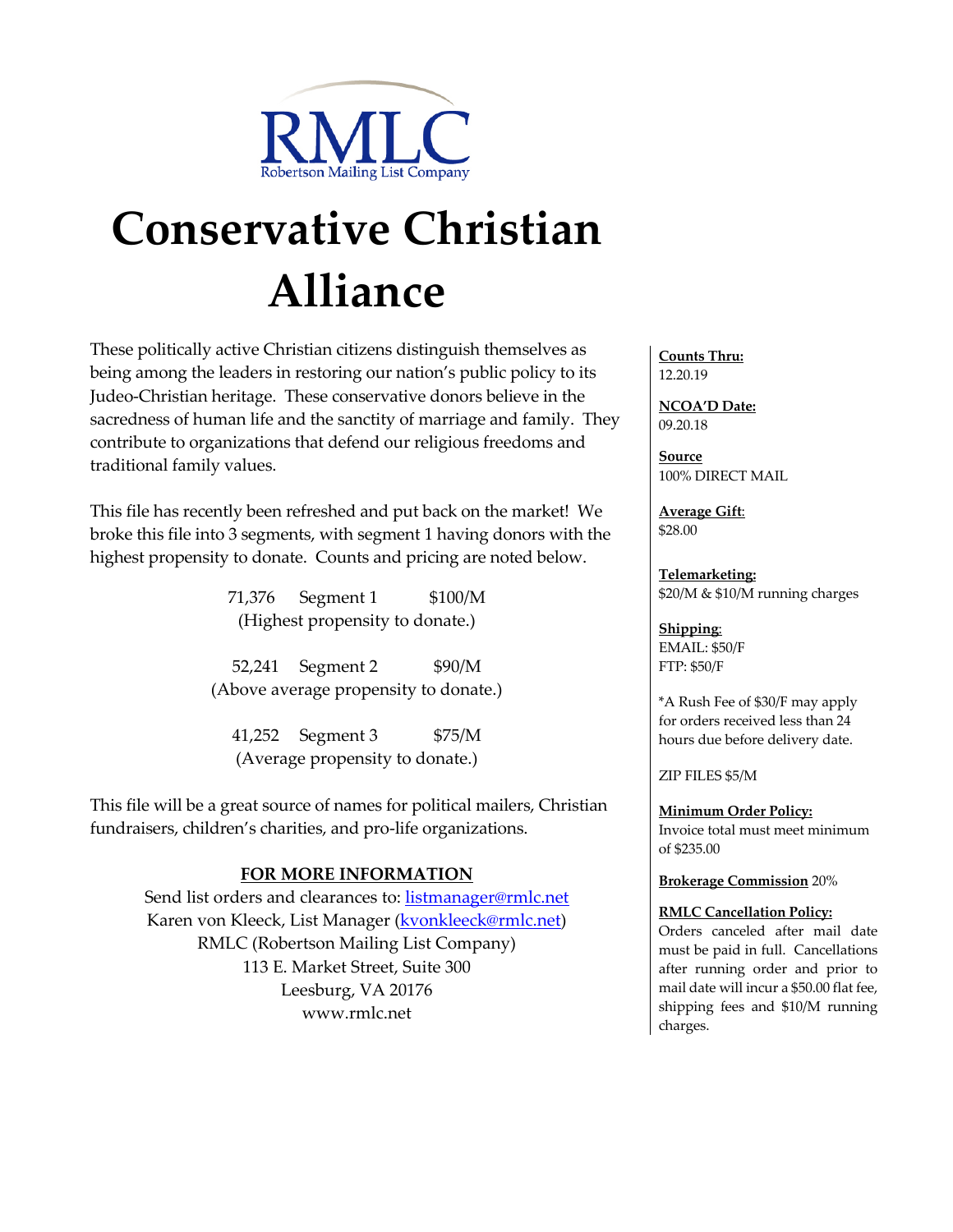RMLC

Robertson Mailing List Company

# Conservative Christian Alliance

These politically active Christian citizens distinguish themselves as being among the leaders in restoring our nation's public policy to its Judeo-Christian heritage. These conservative donors believe in the sacredness of human life and the sanctity of marriage and family. They contribute to organizations that defend our religious freedoms and traditional family values.

This file has recently been refreshed and put back on the market! We broke this file into 3 segments, with segment 1 having donors with the highest propensity to donate. Counts and pricing are noted below.

71,376 Segment 1 $100/M
(Highest propensity to donate.)

52,241 Segment 2 $90/M
(Above average propensity to donate.)

41,252 Segment 3 $75/M
(Average propensity to donate.)

This file will be a great source of names for political mailers, Christian fundraisers, children's charities, and pro-life organizations.

**FOR MORE INFORMATION**

Send list orders and clearances to: listmanager@rmlc.net
Karen von Kleeck, List Manager (kvonkleeck@rmlc.net)
RMLC (Robertson Mailing List Company)
113 E. Market Street, Suite 300
Leesburg, VA 20176
www.rmlc.net

**Counts Thru:**
12.20.19

**NCOA'D Date:**
09.20.18

**Source**
100% DIRECT MAIL

**Average Gift**:
$28.00

**Telemarketing:**
$20/M & $10/M running charges

**Shipping**:
EMAIL: $50/F
FTP: $50/F

*A Rush Fee of $30/F may apply for orders received less than 24 hours due before delivery date.

ZIP FILES $5/M

**Minimum Order Policy:**
Invoice total must meet minimum of $235.00

**Brokerage Commission** 20%

**RMLC Cancellation Policy:**
Orders canceled after mail date must be paid in full. Cancellations after running order and prior to mail date will incur a $50.00 flat fee, shipping fees and $10/M running charges.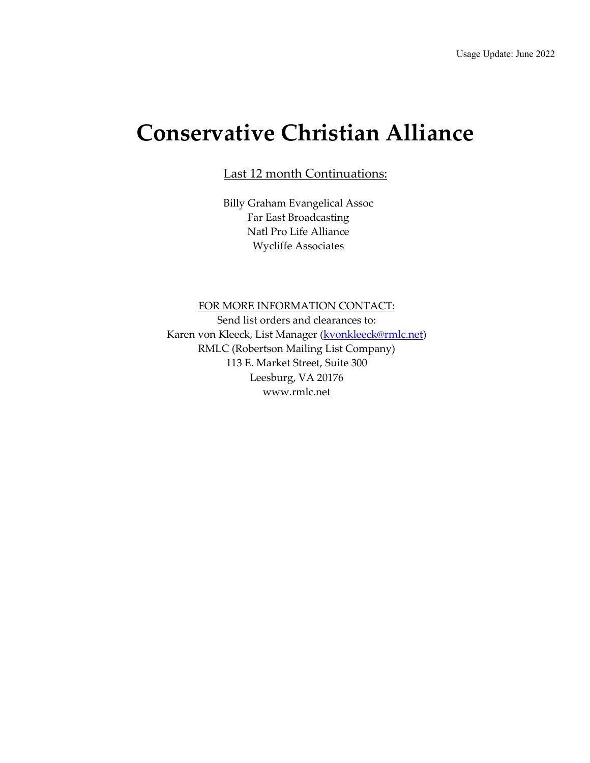Usage Update: June 2022

# Conservative Christian Alliance

Last 12 month Continuations:

Billy Graham Evangelical Assoc
Far East Broadcasting
Natl Pro Life Alliance
Wycliffe Associates

FOR MORE INFORMATION CONTACT:
Send list orders and clearances to:
Karen von Kleeck, List Manager (kvonkleeck@rmlc.net)
RMLC (Robertson Mailing List Company)
113 E. Market Street, Suite 300
Leesburg, VA 20176
www.rmlc.net